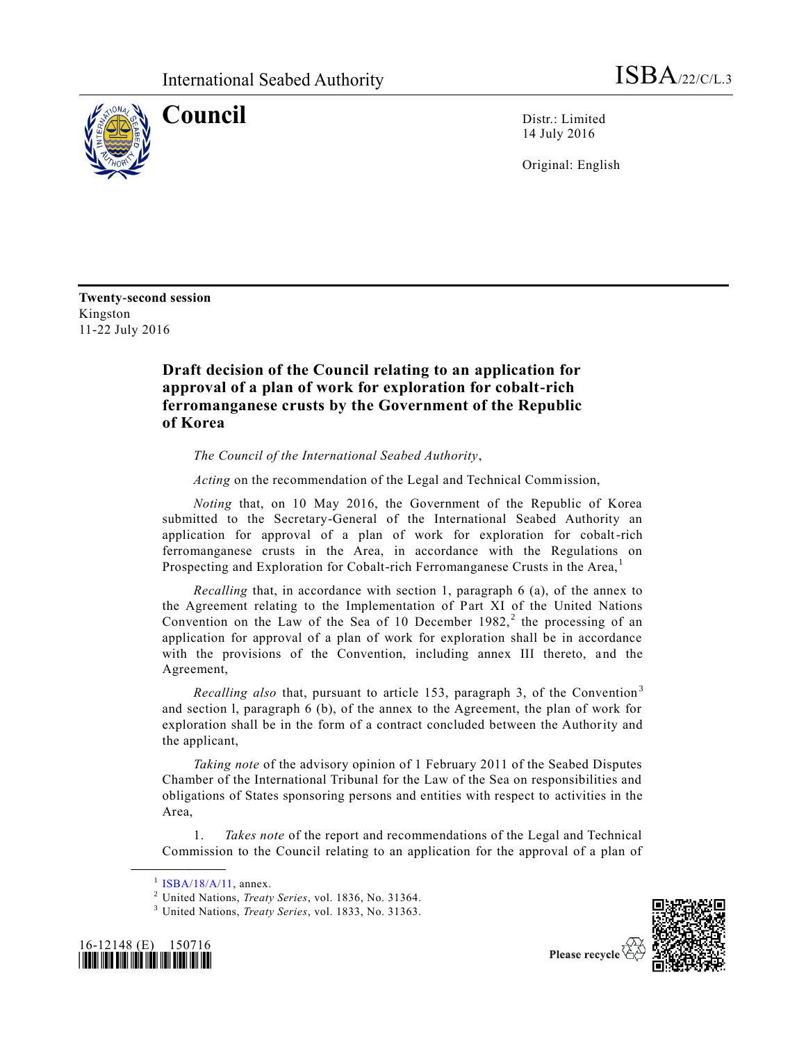International Seabed Authority ISBA/22/C/L.3

# Council

Distr.: Limited
14 July 2016

Original: English

**Twenty-second session**
Kingston
11-22 July 2016

## Draft decision of the Council relating to an application for approval of a plan of work for exploration for cobalt-rich ferromanganese crusts by the Government of the Republic of Korea

*The Council of the International Seabed Authority*,

*Acting* on the recommendation of the Legal and Technical Commission,

*Noting* that, on 10 May 2016, the Government of the Republic of Korea submitted to the Secretary-General of the International Seabed Authority an application for approval of a plan of work for exploration for cobalt-rich ferromanganese crusts in the Area, in accordance with the Regulations on Prospecting and Exploration for Cobalt-rich Ferromanganese Crusts in the Area,[1]

*Recalling* that, in accordance with section 1, paragraph 6 (a), of the annex to the Agreement relating to the Implementation of Part XI of the United Nations Convention on the Law of the Sea of 10 December 1982,[2] the processing of an application for approval of a plan of work for exploration shall be in accordance with the provisions of the Convention, including annex III thereto, and the Agreement,

*Recalling also* that, pursuant to article 153, paragraph 3, of the Convention[3] and section l, paragraph 6 (b), of the annex to the Agreement, the plan of work for exploration shall be in the form of a contract concluded between the Authority and the applicant,

*Taking note* of the advisory opinion of 1 February 2011 of the Seabed Disputes Chamber of the International Tribunal for the Law of the Sea on responsibilities and obligations of States sponsoring persons and entities with respect to activities in the Area,

1. *Takes note* of the report and recommendations of the Legal and Technical Commission to the Council relating to an application for the approval of a plan of

---

[1] ISBA/18/A/11, annex.

[2] United Nations, *Treaty Series*, vol. 1836, No. 31364.

[3] United Nations, *Treaty Series*, vol. 1833, No. 31363.

16-12148 (E) 150716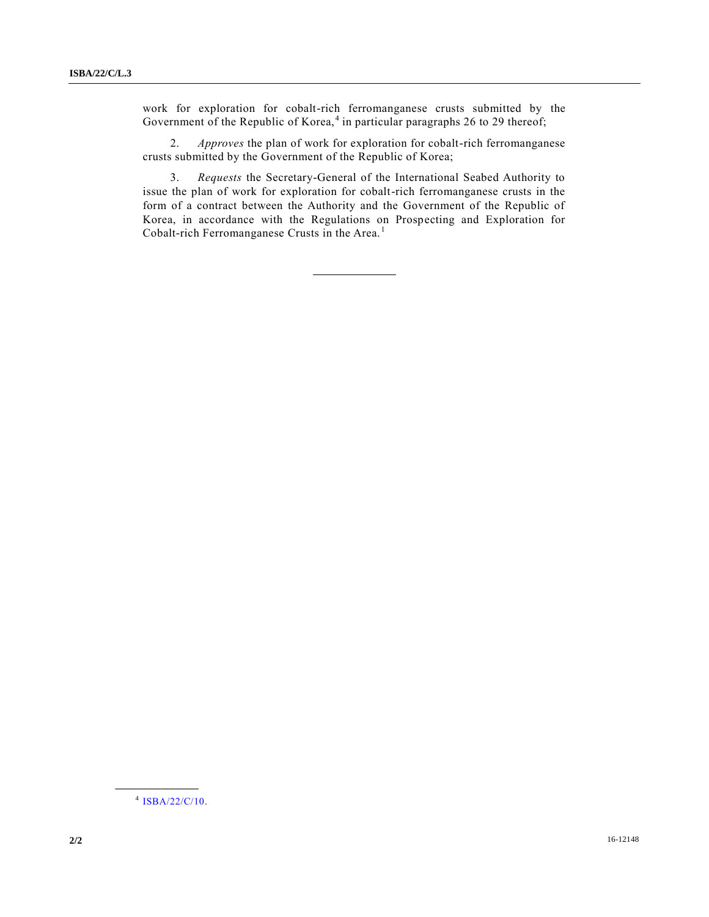work for exploration for cobalt-rich ferromanganese crusts submitted by the Government of the Republic of Korea,[4] in particular paragraphs 26 to 29 thereof;

2. *Approves* the plan of work for exploration for cobalt-rich ferromanganese crusts submitted by the Government of the Republic of Korea;

3. *Requests* the Secretary-General of the International Seabed Authority to issue the plan of work for exploration for cobalt-rich ferromanganese crusts in the form of a contract between the Authority and the Government of the Republic of Korea, in accordance with the Regulations on Prospecting and Exploration for Cobalt-rich Ferromanganese Crusts in the Area.[1]

---

[4] ISBA/22/C/10.